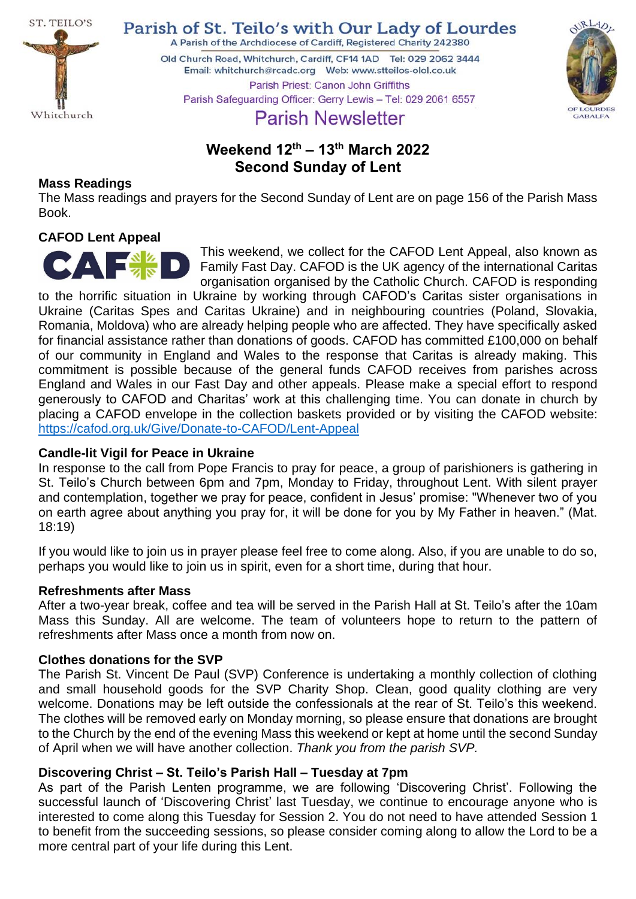# Parish of St. Teilo's with Our Lady of Lourdes

A Parish of the Archdiocese of Cardiff, Registered Charity 242380

Old Church Road, Whitchurch, Cardiff, CF14 1AD Tel: 029 2062 3444
Email: whitchurch@rcadc.org Web: www.stteilos-olol.co.uk

Parish Priest: Canon John Griffiths
Parish Safeguarding Officer: Gerry Lewis – Tel: 029 2061 6557

## Parish Newsletter

## Weekend 12th – 13th March 2022
## Second Sunday of Lent

### Mass Readings

The Mass readings and prayers for the Second Sunday of Lent are on page 156 of the Parish Mass Book.

### CAFOD Lent Appeal

This weekend, we collect for the CAFOD Lent Appeal, also known as Family Fast Day. CAFOD is the UK agency of the international Caritas organisation organised by the Catholic Church. CAFOD is responding to the horrific situation in Ukraine by working through CAFOD's Caritas sister organisations in Ukraine (Caritas Spes and Caritas Ukraine) and in neighbouring countries (Poland, Slovakia, Romania, Moldova) who are already helping people who are affected. They have specifically asked for financial assistance rather than donations of goods. CAFOD has committed £100,000 on behalf of our community in England and Wales to the response that Caritas is already making. This commitment is possible because of the general funds CAFOD receives from parishes across England and Wales in our Fast Day and other appeals. Please make a special effort to respond generously to CAFOD and Charitas' work at this challenging time. You can donate in church by placing a CAFOD envelope in the collection baskets provided or by visiting the CAFOD website: https://cafod.org.uk/Give/Donate-to-CAFOD/Lent-Appeal

### Candle-lit Vigil for Peace in Ukraine

In response to the call from Pope Francis to pray for peace, a group of parishioners is gathering in St. Teilo's Church between 6pm and 7pm, Monday to Friday, throughout Lent. With silent prayer and contemplation, together we pray for peace, confident in Jesus' promise: "Whenever two of you on earth agree about anything you pray for, it will be done for you by My Father in heaven." (Mat. 18:19)

If you would like to join us in prayer please feel free to come along. Also, if you are unable to do so, perhaps you would like to join us in spirit, even for a short time, during that hour.

### Refreshments after Mass

After a two-year break, coffee and tea will be served in the Parish Hall at St. Teilo's after the 10am Mass this Sunday. All are welcome. The team of volunteers hope to return to the pattern of refreshments after Mass once a month from now on.

### Clothes donations for the SVP

The Parish St. Vincent De Paul (SVP) Conference is undertaking a monthly collection of clothing and small household goods for the SVP Charity Shop. Clean, good quality clothing are very welcome. Donations may be left outside the confessionals at the rear of St. Teilo's this weekend. The clothes will be removed early on Monday morning, so please ensure that donations are brought to the Church by the end of the evening Mass this weekend or kept at home until the second Sunday of April when we will have another collection. *Thank you from the parish SVP.*

### Discovering Christ – St. Teilo's Parish Hall – Tuesday at 7pm

As part of the Parish Lenten programme, we are following 'Discovering Christ'. Following the successful launch of 'Discovering Christ' last Tuesday, we continue to encourage anyone who is interested to come along this Tuesday for Session 2. You do not need to have attended Session 1 to benefit from the succeeding sessions, so please consider coming along to allow the Lord to be a more central part of your life during this Lent.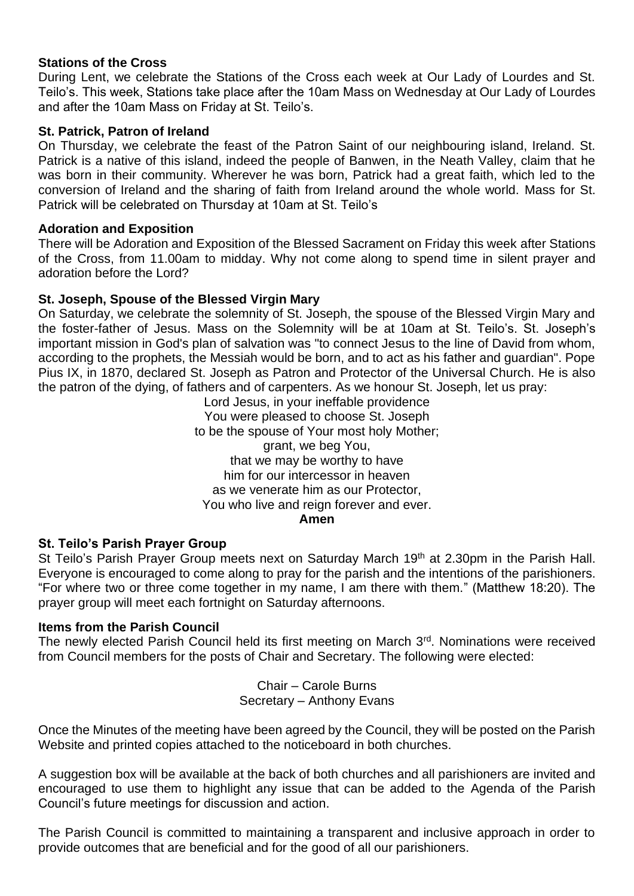**Stations of the Cross**

During Lent, we celebrate the Stations of the Cross each week at Our Lady of Lourdes and St. Teilo's. This week, Stations take place after the 10am Mass on Wednesday at Our Lady of Lourdes and after the 10am Mass on Friday at St. Teilo's.

**St. Patrick, Patron of Ireland**

On Thursday, we celebrate the feast of the Patron Saint of our neighbouring island, Ireland. St. Patrick is a native of this island, indeed the people of Banwen, in the Neath Valley, claim that he was born in their community. Wherever he was born, Patrick had a great faith, which led to the conversion of Ireland and the sharing of faith from Ireland around the whole world. Mass for St. Patrick will be celebrated on Thursday at 10am at St. Teilo's

**Adoration and Exposition**

There will be Adoration and Exposition of the Blessed Sacrament on Friday this week after Stations of the Cross, from 11.00am to midday. Why not come along to spend time in silent prayer and adoration before the Lord?

**St. Joseph, Spouse of the Blessed Virgin Mary**

On Saturday, we celebrate the solemnity of St. Joseph, the spouse of the Blessed Virgin Mary and the foster-father of Jesus. Mass on the Solemnity will be at 10am at St. Teilo's. St. Joseph's important mission in God's plan of salvation was "to connect Jesus to the line of David from whom, according to the prophets, the Messiah would be born, and to act as his father and guardian". Pope Pius IX, in 1870, declared St. Joseph as Patron and Protector of the Universal Church. He is also the patron of the dying, of fathers and of carpenters. As we honour St. Joseph, let us pray:

Lord Jesus, in your ineffable providence
You were pleased to choose St. Joseph
to be the spouse of Your most holy Mother;
grant, we beg You,
that we may be worthy to have
him for our intercessor in heaven
as we venerate him as our Protector,
You who live and reign forever and ever.
**Amen**

**St. Teilo's Parish Prayer Group**

St Teilo's Parish Prayer Group meets next on Saturday March 19th at 2.30pm in the Parish Hall. Everyone is encouraged to come along to pray for the parish and the intentions of the parishioners. "For where two or three come together in my name, I am there with them." (Matthew 18:20). The prayer group will meet each fortnight on Saturday afternoons.

**Items from the Parish Council**

The newly elected Parish Council held its first meeting on March 3rd. Nominations were received from Council members for the posts of Chair and Secretary. The following were elected:

Chair – Carole Burns
Secretary – Anthony Evans

Once the Minutes of the meeting have been agreed by the Council, they will be posted on the Parish Website and printed copies attached to the noticeboard in both churches.

A suggestion box will be available at the back of both churches and all parishioners are invited and encouraged to use them to highlight any issue that can be added to the Agenda of the Parish Council's future meetings for discussion and action.

The Parish Council is committed to maintaining a transparent and inclusive approach in order to provide outcomes that are beneficial and for the good of all our parishioners.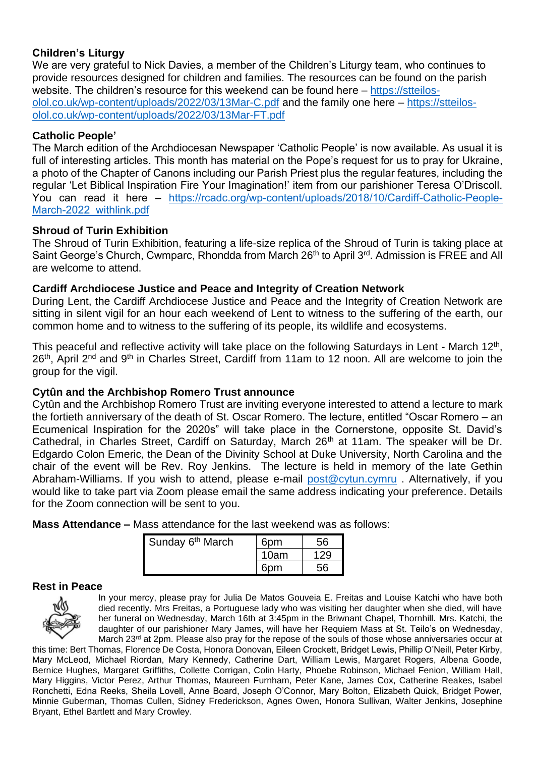**Children's Liturgy**

We are very grateful to Nick Davies, a member of the Children's Liturgy team, who continues to provide resources designed for children and families. The resources can be found on the parish website. The children's resource for this weekend can be found here – https://stteilos-olol.co.uk/wp-content/uploads/2022/03/13Mar-C.pdf and the family one here – https://stteilos-olol.co.uk/wp-content/uploads/2022/03/13Mar-FT.pdf

**Catholic People'**

The March edition of the Archdiocesan Newspaper 'Catholic People' is now available. As usual it is full of interesting articles. This month has material on the Pope's request for us to pray for Ukraine, a photo of the Chapter of Canons including our Parish Priest plus the regular features, including the regular 'Let Biblical Inspiration Fire Your Imagination!' item from our parishioner Teresa O'Driscoll. You can read it here – https://rcadc.org/wp-content/uploads/2018/10/Cardiff-Catholic-People-March-2022_withlink.pdf

**Shroud of Turin Exhibition**

The Shroud of Turin Exhibition, featuring a life-size replica of the Shroud of Turin is taking place at Saint George's Church, Cwmparc, Rhondda from March 26th to April 3rd. Admission is FREE and All are welcome to attend.

**Cardiff Archdiocese Justice and Peace and Integrity of Creation Network**

During Lent, the Cardiff Archdiocese Justice and Peace and the Integrity of Creation Network are sitting in silent vigil for an hour each weekend of Lent to witness to the suffering of the earth, our common home and to witness to the suffering of its people, its wildlife and ecosystems.

This peaceful and reflective activity will take place on the following Saturdays in Lent - March 12th, 26th, April 2nd and 9th in Charles Street, Cardiff from 11am to 12 noon. All are welcome to join the group for the vigil.

**Cytûn and the Archbishop Romero Trust announce**

Cytûn and the Archbishop Romero Trust are inviting everyone interested to attend a lecture to mark the fortieth anniversary of the death of St. Oscar Romero. The lecture, entitled "Oscar Romero – an Ecumenical Inspiration for the 2020s" will take place in the Cornerstone, opposite St. David's Cathedral, in Charles Street, Cardiff on Saturday, March 26th at 11am. The speaker will be Dr. Edgardo Colon Emeric, the Dean of the Divinity School at Duke University, North Carolina and the chair of the event will be Rev. Roy Jenkins. The lecture is held in memory of the late Gethin Abraham-Williams. If you wish to attend, please e-mail post@cytun.cymru . Alternatively, if you would like to take part via Zoom please email the same address indicating your preference. Details for the Zoom connection will be sent to you.

**Mass Attendance –** Mass attendance for the last weekend was as follows:

| Sunday 6th March | 6pm | 56 |
|---|---|---|
| | 10am | 129 |
| | 6pm | 56 |

**Rest in Peace**

In your mercy, please pray for Julia De Matos Gouveia E. Freitas and Louise Katchi who have both died recently. Mrs Freitas, a Portuguese lady who was visiting her daughter when she died, will have her funeral on Wednesday, March 16th at 3:45pm in the Briwnant Chapel, Thornhill. Mrs. Katchi, the daughter of our parishioner Mary James, will have her Requiem Mass at St. Teilo's on Wednesday, March 23rd at 2pm. Please also pray for the repose of the souls of those whose anniversaries occur at this time: Bert Thomas, Florence De Costa, Honora Donovan, Eileen Crockett, Bridget Lewis, Phillip O'Neill, Peter Kirby, Mary McLeod, Michael Riordan, Mary Kennedy, Catherine Dart, William Lewis, Margaret Rogers, Albena Goode, Bernice Hughes, Margaret Griffiths, Collette Corrigan, Colin Harty, Phoebe Robinson, Michael Fenion, William Hall, Mary Higgins, Victor Perez, Arthur Thomas, Maureen Furnham, Peter Kane, James Cox, Catherine Reakes, Isabel Ronchetti, Edna Reeks, Sheila Lovell, Anne Board, Joseph O'Connor, Mary Bolton, Elizabeth Quick, Bridget Power, Minnie Guberman, Thomas Cullen, Sidney Frederickson, Agnes Owen, Honora Sullivan, Walter Jenkins, Josephine Bryant, Ethel Bartlett and Mary Crowley.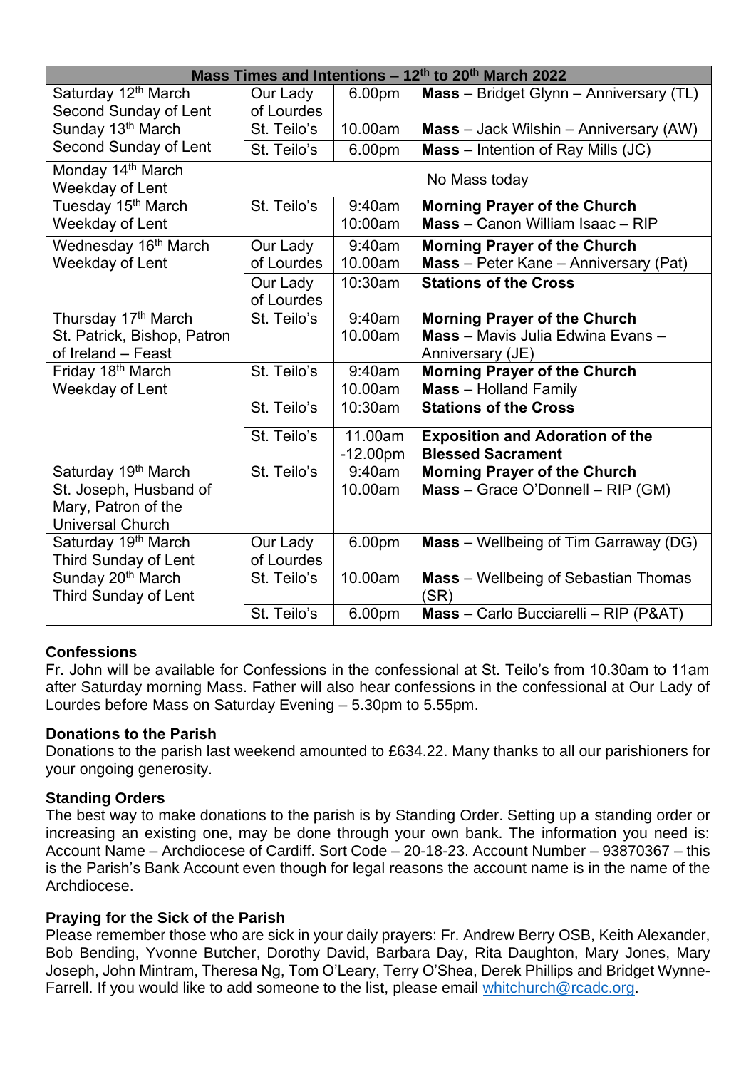| Mass Times and Intentions – 12th to 20th March 2022 | | | |
|---|---|---|---|
| Saturday 12th March Second Sunday of Lent | Our Lady of Lourdes | 6.00pm | **Mass** – Bridget Glynn – Anniversary (TL) |
| Sunday 13th March Second Sunday of Lent | St. Teilo's | 10.00am | **Mass** – Jack Wilshin – Anniversary (AW) |
| | St. Teilo's | 6.00pm | **Mass** – Intention of Ray Mills (JC) |
| Monday 14th March Weekday of Lent | No Mass today | | |
| Tuesday 15th March Weekday of Lent | St. Teilo's | 9:40am 10:00am | **Morning Prayer of the Church** **Mass** – Canon William Isaac – RIP |
| Wednesday 16th March Weekday of Lent | Our Lady of Lourdes | 9:40am 10.00am | **Morning Prayer of the Church** **Mass** – Peter Kane – Anniversary (Pat) |
| | Our Lady of Lourdes | 10:30am | **Stations of the Cross** |
| Thursday 17th March St. Patrick, Bishop, Patron of Ireland – Feast | St. Teilo's | 9:40am 10.00am | **Morning Prayer of the Church** **Mass** – Mavis Julia Edwina Evans – Anniversary (JE) |
| Friday 18th March Weekday of Lent | St. Teilo's | 9:40am 10.00am | **Morning Prayer of the Church** **Mass** – Holland Family |
| | St. Teilo's | 10:30am | **Stations of the Cross** |
| | St. Teilo's | 11.00am -12.00pm | **Exposition and Adoration of the Blessed Sacrament** |
| Saturday 19th March St. Joseph, Husband of Mary, Patron of the Universal Church | St. Teilo's | 9:40am 10.00am | **Morning Prayer of the Church** **Mass** – Grace O'Donnell – RIP (GM) |
| Saturday 19th March Third Sunday of Lent | Our Lady of Lourdes | 6.00pm | **Mass** – Wellbeing of Tim Garraway (DG) |
| Sunday 20th March Third Sunday of Lent | St. Teilo's | 10.00am | **Mass** – Wellbeing of Sebastian Thomas (SR) |
| | St. Teilo's | 6.00pm | **Mass** – Carlo Bucciarelli – RIP (P&AT) |

**Confessions**

Fr. John will be available for Confessions in the confessional at St. Teilo's from 10.30am to 11am after Saturday morning Mass. Father will also hear confessions in the confessional at Our Lady of Lourdes before Mass on Saturday Evening – 5.30pm to 5.55pm.

**Donations to the Parish**

Donations to the parish last weekend amounted to £634.22. Many thanks to all our parishioners for your ongoing generosity.

**Standing Orders**

The best way to make donations to the parish is by Standing Order. Setting up a standing order or increasing an existing one, may be done through your own bank. The information you need is: Account Name – Archdiocese of Cardiff. Sort Code – 20-18-23. Account Number – 93870367 – this is the Parish's Bank Account even though for legal reasons the account name is in the name of the Archdiocese.

**Praying for the Sick of the Parish**

Please remember those who are sick in your daily prayers: Fr. Andrew Berry OSB, Keith Alexander, Bob Bending, Yvonne Butcher, Dorothy David, Barbara Day, Rita Daughton, Mary Jones, Mary Joseph, John Mintram, Theresa Ng, Tom O'Leary, Terry O'Shea, Derek Phillips and Bridget Wynne-Farrell. If you would like to add someone to the list, please email whitchurch@rcadc.org.